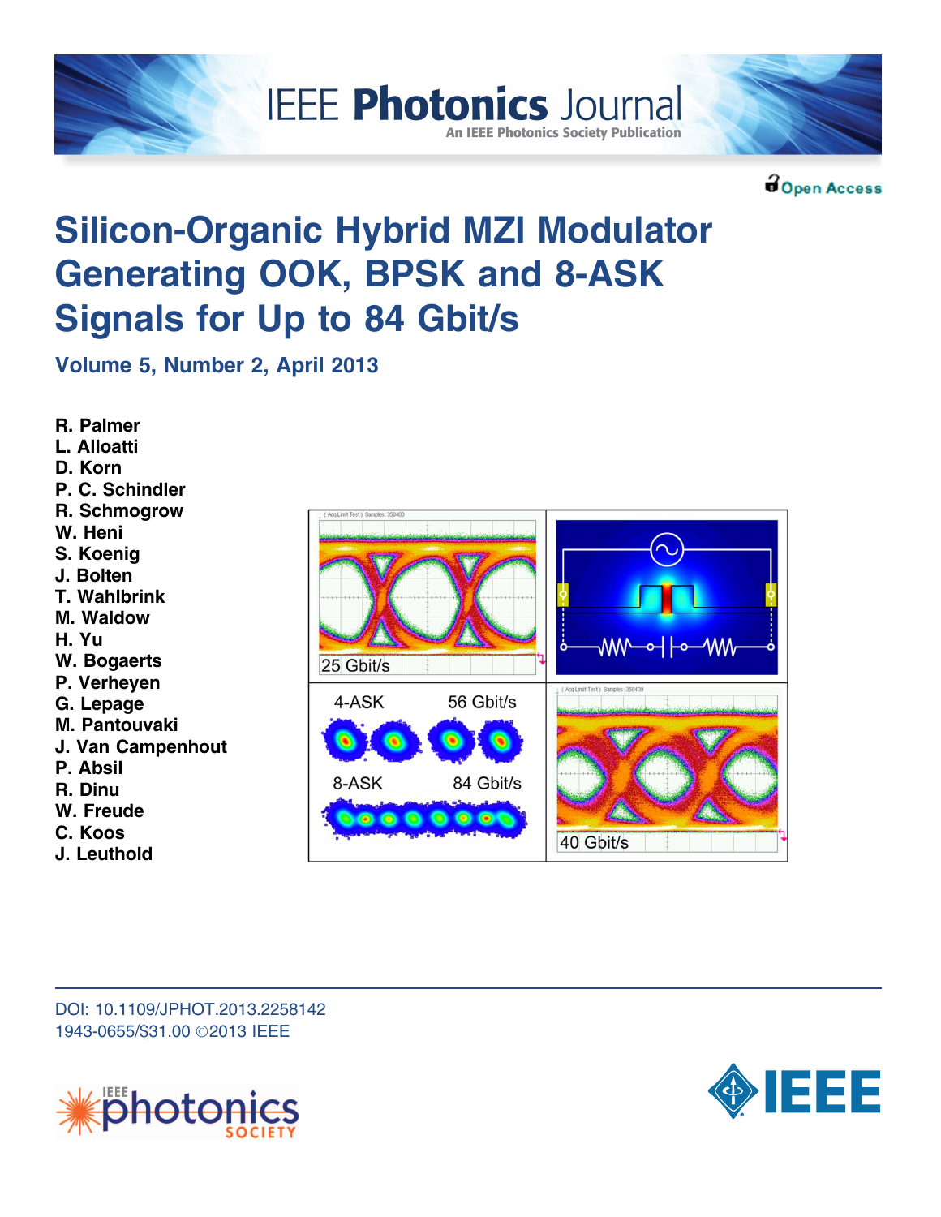IEEE Photonics Journal

An IEEE Photonics Society Publication

Open Access

# Silicon-Organic Hybrid MZI Modulator Generating OOK, BPSK and 8-ASK Signals for Up to 84 Gbit/s

Volume 5, Number 2, April 2013

R. Palmer
L. Alloatti
D. Korn
P. C. Schindler
R. Schmogrow
W. Heni
S. Koenig
J. Bolten
T. Wahlbrink
M. Waldow
H. Yu
W. Bogaerts
P. Verheyen
G. Lepage
M. Pantouvaki
J. Van Campenhout
P. Absil
R. Dinu
W. Freude
C. Koos
J. Leuthold

DOI: 10.1109/JPHOT.2013.2258142
1943-0655/$31.00 ©2013 IEEE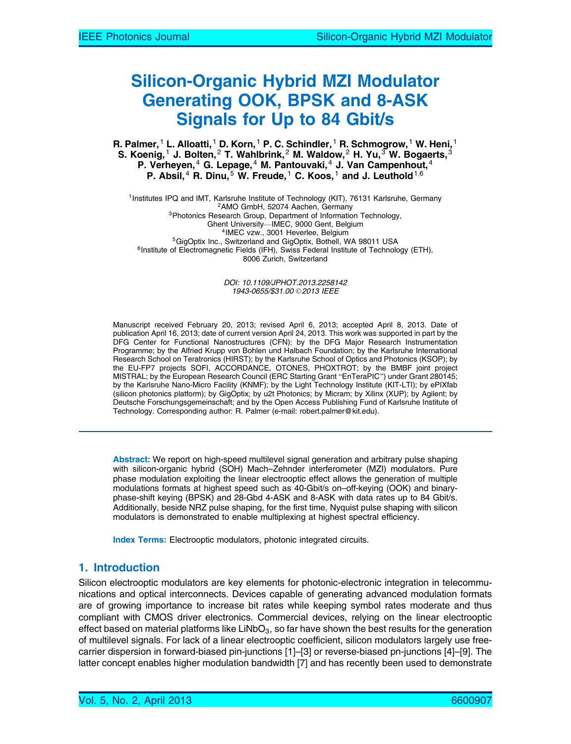# Silicon-Organic Hybrid MZI Modulator Generating OOK, BPSK and 8-ASK Signals for Up to 84 Gbit/s

**R. Palmer,[1] L. Alloatti,[1] D. Korn,[1] P. C. Schindler,[1] R. Schmogrow,[1] W. Heni,[1] S. Koenig,[1] J. Bolten,[2] T. Wahlbrink,[2] M. Waldow,[2] H. Yu,[3] W. Bogaerts,[3] P. Verheyen,[4] G. Lepage,[4] M. Pantouvaki,[4] J. Van Campenhout,[4] P. Absil,[4] R. Dinu,[5] W. Freude,[1] C. Koos,[1] and J. Leuthold[1,6]**

[1]Institutes IPQ and IMT, Karlsruhe Institute of Technology (KIT), 76131 Karlsruhe, Germany
[2]AMO GmbH, 52074 Aachen, Germany
[3]Photonics Research Group, Department of Information Technology, Ghent University—IMEC, 9000 Gent, Belgium
[4]IMEC vzw., 3001 Heverlee, Belgium
[5]GigOptix Inc., Switzerland and GigOptix, Bothell, WA 98011 USA
[6]Institute of Electromagnetic Fields (IFH), Swiss Federal Institute of Technology (ETH), 8006 Zurich, Switzerland

*DOI: 10.1109/JPHOT.2013.2258142*
*1943-0655/$31.00 ©2013 IEEE*

Manuscript received February 20, 2013; revised April 6, 2013; accepted April 8, 2013. Date of publication April 16, 2013; date of current version April 24, 2013. This work was supported in part by the DFG Center for Functional Nanostructures (CFN); by the DFG Major Research Instrumentation Programme; by the Alfried Krupp von Bohlen und Halbach Foundation; by the Karlsruhe International Research School on Teratronics (HIRST); by the Karlsruhe School of Optics and Photonics (KSOP); by the EU-FP7 projects SOFI, ACCORDANCE, OTONES, PHOXTROT; by the BMBF joint project MISTRAL; by the European Research Council (ERC Starting Grant "EnTeraPIC") under Grant 280145; by the Karlsruhe Nano-Micro Facility (KNMF); by the Light Technology Institute (KIT-LTI); by ePIXfab (silicon photonics platform); by GigOptix; by u2t Photonics; by Micram; by Xilinx (XUP); by Agilent; by Deutsche Forschungsgemeinschaft; and by the Open Access Publishing Fund of Karlsruhe Institute of Technology. Corresponding author: R. Palmer (e-mail: robert.palmer@kit.edu).

**Abstract:** We report on high-speed multilevel signal generation and arbitrary pulse shaping with silicon-organic hybrid (SOH) Mach–Zehnder interferometer (MZI) modulators. Pure phase modulation exploiting the linear electrooptic effect allows the generation of multiple modulations formats at highest speed such as 40-Gbit/s on–off-keying (OOK) and binary-phase-shift keying (BPSK) and 28-Gbd 4-ASK and 8-ASK with data rates up to 84 Gbit/s. Additionally, beside NRZ pulse shaping, for the first time, Nyquist pulse shaping with silicon modulators is demonstrated to enable multiplexing at highest spectral efficiency.

**Index Terms:** Electrooptic modulators, photonic integrated circuits.

## 1. Introduction

Silicon electrooptic modulators are key elements for photonic-electronic integration in telecommunications and optical interconnects. Devices capable of generating advanced modulation formats are of growing importance to increase bit rates while keeping symbol rates moderate and thus compliant with CMOS driver electronics. Commercial devices, relying on the linear electrooptic effect based on material platforms like $LiNbO_3$, so far have shown the best results for the generation of multilevel signals. For lack of a linear electrooptic coefficient, silicon modulators largely use free-carrier dispersion in forward-biased pin-junctions [1]–[3] or reverse-biased pn-junctions [4]–[9]. The latter concept enables higher modulation bandwidth [7] and has recently been used to demonstrate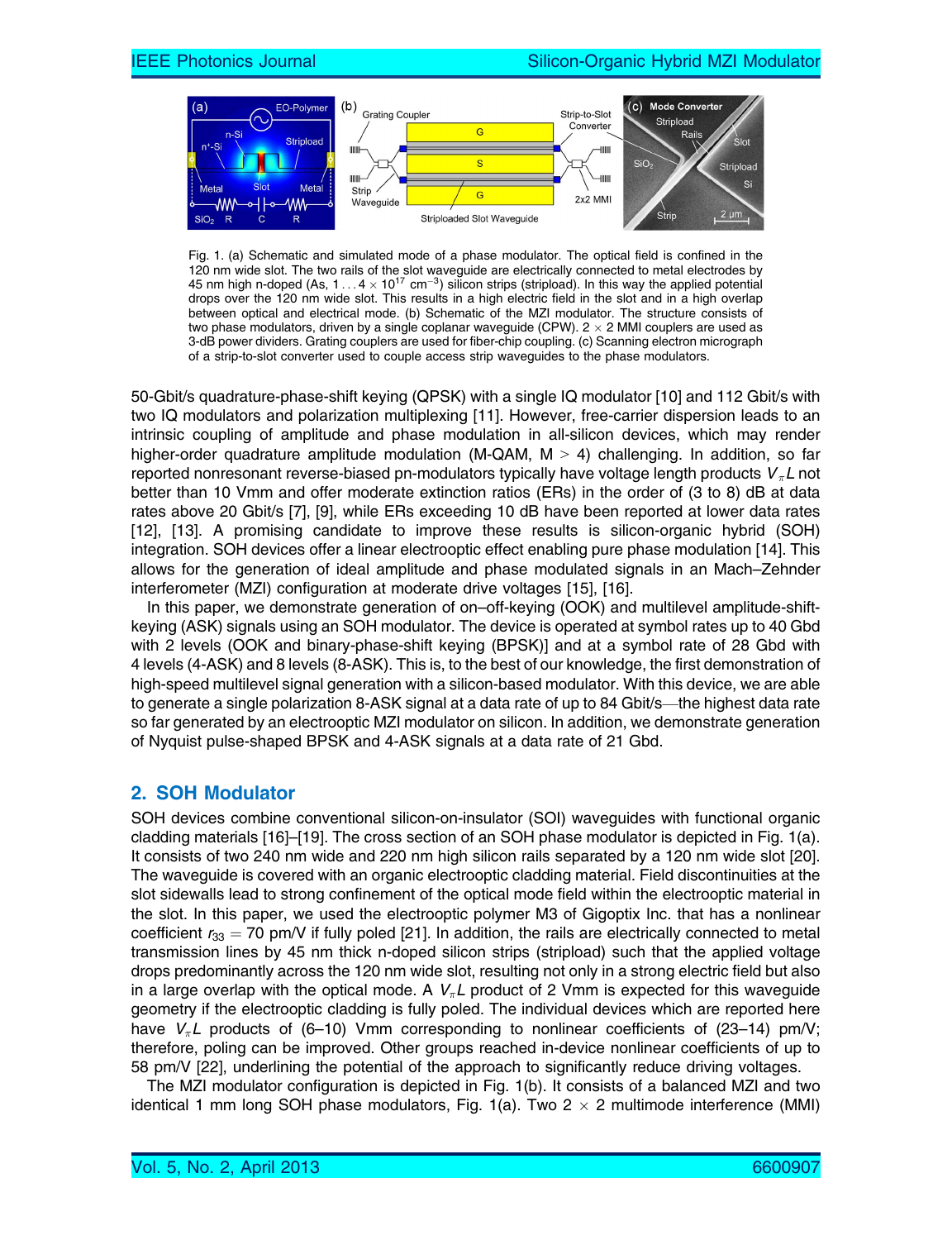Fig. 1. (a) Schematic and simulated mode of a phase modulator. The optical field is confined in the 120 nm wide slot. The two rails of the slot waveguide are electrically connected to metal electrodes by 45 nm high n-doped (As, $1 \ldots 4 \times 10^{17}$ cm$^{-3}$) silicon strips (stripload). In this way the applied potential drops over the 120 nm wide slot. This results in a high electric field in the slot and in a high overlap between optical and electrical mode. (b) Schematic of the MZI modulator. The structure consists of two phase modulators, driven by a single coplanar waveguide (CPW). $2 \times 2$ MMI couplers are used as 3-dB power dividers. Grating couplers are used for fiber-chip coupling. (c) Scanning electron micrograph of a strip-to-slot converter used to couple access strip waveguides to the phase modulators.

50-Gbit/s quadrature-phase-shift keying (QPSK) with a single IQ modulator [10] and 112 Gbit/s with two IQ modulators and polarization multiplexing [11]. However, free-carrier dispersion leads to an intrinsic coupling of amplitude and phase modulation in all-silicon devices, which may render higher-order quadrature amplitude modulation (M-QAM, M > 4) challenging. In addition, so far reported nonresonant reverse-biased pn-modulators typically have voltage length products $V_\pi L$ not better than 10 Vmm and offer moderate extinction ratios (ERs) in the order of (3 to 8) dB at data rates above 20 Gbit/s [7], [9], while ERs exceeding 10 dB have been reported at lower data rates [12], [13]. A promising candidate to improve these results is silicon-organic hybrid (SOH) integration. SOH devices offer a linear electrooptic effect enabling pure phase modulation [14]. This allows for the generation of ideal amplitude and phase modulated signals in an Mach–Zehnder interferometer (MZI) configuration at moderate drive voltages [15], [16].

In this paper, we demonstrate generation of on–off-keying (OOK) and multilevel amplitude-shift-keying (ASK) signals using an SOH modulator. The device is operated at symbol rates up to 40 Gbd with 2 levels (OOK and binary-phase-shift keying (BPSK)] and at a symbol rate of 28 Gbd with 4 levels (4-ASK) and 8 levels (8-ASK). This is, to the best of our knowledge, the first demonstration of high-speed multilevel signal generation with a silicon-based modulator. With this device, we are able to generate a single polarization 8-ASK signal at a data rate of up to 84 Gbit/s—the highest data rate so far generated by an electrooptic MZI modulator on silicon. In addition, we demonstrate generation of Nyquist pulse-shaped BPSK and 4-ASK signals at a data rate of 21 Gbd.

## 2. SOH Modulator

SOH devices combine conventional silicon-on-insulator (SOI) waveguides with functional organic cladding materials [16]–[19]. The cross section of an SOH phase modulator is depicted in Fig. 1(a). It consists of two 240 nm wide and 220 nm high silicon rails separated by a 120 nm wide slot [20]. The waveguide is covered with an organic electrooptic cladding material. Field discontinuities at the slot sidewalls lead to strong confinement of the optical mode field within the electrooptic material in the slot. In this paper, we used the electrooptic polymer M3 of Gigoptix Inc. that has a nonlinear coefficient $r_{33} = 70$ pm/V if fully poled [21]. In addition, the rails are electrically connected to metal transmission lines by 45 nm thick n-doped silicon strips (stripload) such that the applied voltage drops predominantly across the 120 nm wide slot, resulting not only in a strong electric field but also in a large overlap with the optical mode. A $V_\pi L$ product of 2 Vmm is expected for this waveguide geometry if the electrooptic cladding is fully poled. The individual devices which are reported here have $V_\pi L$ products of (6–10) Vmm corresponding to nonlinear coefficients of (23–14) pm/V; therefore, poling can be improved. Other groups reached in-device nonlinear coefficients of up to 58 pm/V [22], underlining the potential of the approach to significantly reduce driving voltages.

The MZI modulator configuration is depicted in Fig. 1(b). It consists of a balanced MZI and two identical 1 mm long SOH phase modulators, Fig. 1(a). Two $2 \times 2$ multimode interference (MMI)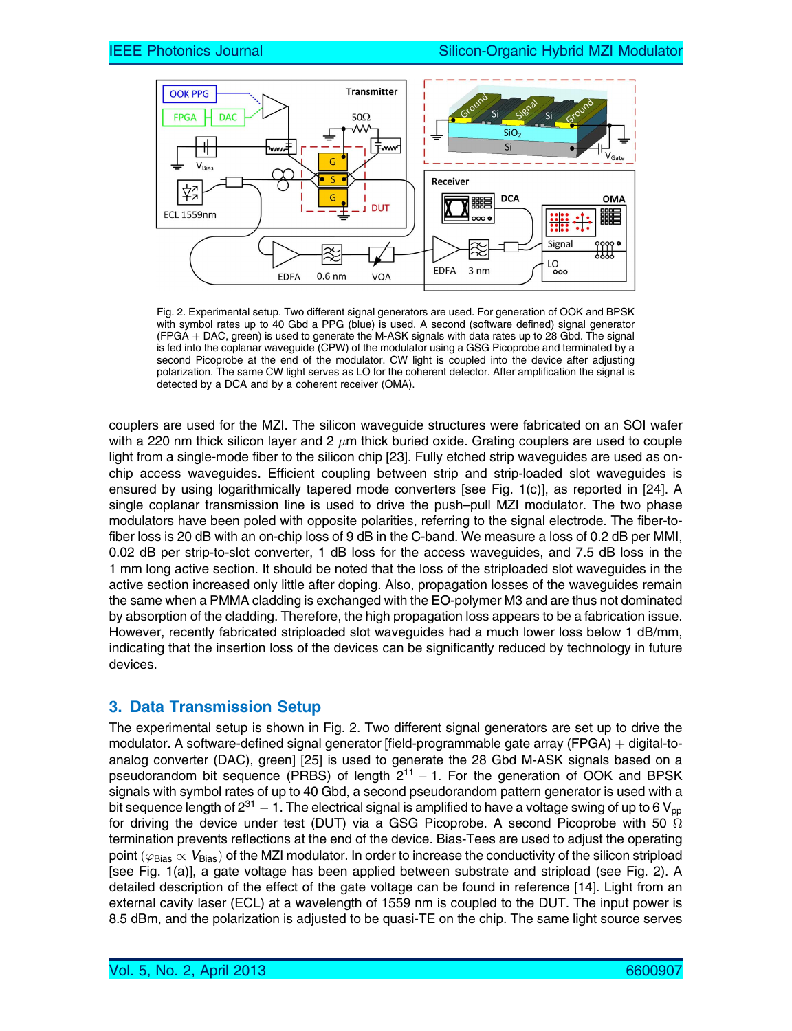Fig. 2. Experimental setup. Two different signal generators are used. For generation of OOK and BPSK with symbol rates up to 40 Gbd a PPG (blue) is used. A second (software defined) signal generator (FPGA + DAC, green) is used to generate the M-ASK signals with data rates up to 28 Gbd. The signal is fed into the coplanar waveguide (CPW) of the modulator using a GSG Picoprobe and terminated by a second Picoprobe at the end of the modulator. CW light is coupled into the device after adjusting polarization. The same CW light serves as LO for the coherent detector. After amplification the signal is detected by a DCA and by a coherent receiver (OMA).

couplers are used for the MZI. The silicon waveguide structures were fabricated on an SOI wafer with a 220 nm thick silicon layer and 2 $\mu$m thick buried oxide. Grating couplers are used to couple light from a single-mode fiber to the silicon chip [23]. Fully etched strip waveguides are used as on-chip access waveguides. Efficient coupling between strip and strip-loaded slot waveguides is ensured by using logarithmically tapered mode converters [see Fig. 1(c)], as reported in [24]. A single coplanar transmission line is used to drive the push–pull MZI modulator. The two phase modulators have been poled with opposite polarities, referring to the signal electrode. The fiber-to-fiber loss is 20 dB with an on-chip loss of 9 dB in the C-band. We measure a loss of 0.2 dB per MMI, 0.02 dB per strip-to-slot converter, 1 dB loss for the access waveguides, and 7.5 dB loss in the 1 mm long active section. It should be noted that the loss of the striploaded slot waveguides in the active section increased only little after doping. Also, propagation losses of the waveguides remain the same when a PMMA cladding is exchanged with the EO-polymer M3 and are thus not dominated by absorption of the cladding. Therefore, the high propagation loss appears to be a fabrication issue. However, recently fabricated striploaded slot waveguides had a much lower loss below 1 dB/mm, indicating that the insertion loss of the devices can be significantly reduced by technology in future devices.

## 3. Data Transmission Setup

The experimental setup is shown in Fig. 2. Two different signal generators are set up to drive the modulator. A software-defined signal generator [field-programmable gate array (FPGA) + digital-to-analog converter (DAC), green] [25] is used to generate the 28 Gbd M-ASK signals based on a pseudorandom bit sequence (PRBS) of length $2^{11} - 1$. For the generation of OOK and BPSK signals with symbol rates of up to 40 Gbd, a second pseudorandom pattern generator is used with a bit sequence length of $2^{31} - 1$. The electrical signal is amplified to have a voltage swing of up to 6 $V_{pp}$ for driving the device under test (DUT) via a GSG Picoprobe. A second Picoprobe with 50 $\Omega$ termination prevents reflections at the end of the device. Bias-Tees are used to adjust the operating point ($\varphi_{Bias} \propto V_{Bias}$) of the MZI modulator. In order to increase the conductivity of the silicon stripload [see Fig. 1(a)], a gate voltage has been applied between substrate and stripload (see Fig. 2). A detailed description of the effect of the gate voltage can be found in reference [14]. Light from an external cavity laser (ECL) at a wavelength of 1559 nm is coupled to the DUT. The input power is 8.5 dBm, and the polarization is adjusted to be quasi-TE on the chip. The same light source serves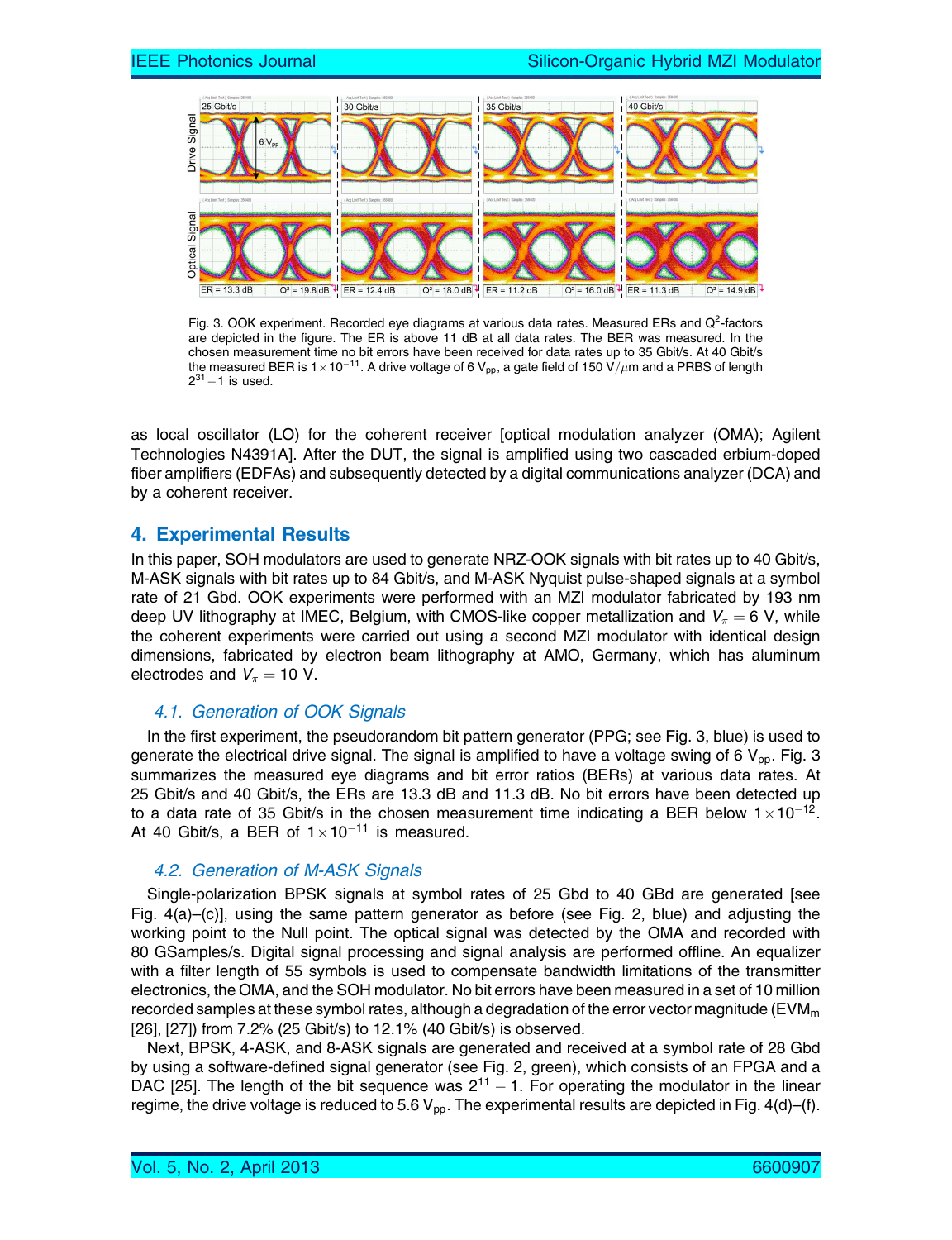Fig. 3. OOK experiment. Recorded eye diagrams at various data rates. Measured ERs and $Q^2$-factors are depicted in the figure. The ER is above 11 dB at all data rates. The BER was measured. In the chosen measurement time no bit errors have been received for data rates up to 35 Gbit/s. At 40 Gbit/s the measured BER is $1 \times 10^{-11}$. A drive voltage of 6 $V_{pp}$, a gate field of 150 V/$\mu$m and a PRBS of length $2^{31} - 1$ is used.

as local oscillator (LO) for the coherent receiver [optical modulation analyzer (OMA); Agilent Technologies N4391A]. After the DUT, the signal is amplified using two cascaded erbium-doped fiber amplifiers (EDFAs) and subsequently detected by a digital communications analyzer (DCA) and by a coherent receiver.

## 4. Experimental Results

In this paper, SOH modulators are used to generate NRZ-OOK signals with bit rates up to 40 Gbit/s, M-ASK signals with bit rates up to 84 Gbit/s, and M-ASK Nyquist pulse-shaped signals at a symbol rate of 21 Gbd. OOK experiments were performed with an MZI modulator fabricated by 193 nm deep UV lithography at IMEC, Belgium, with CMOS-like copper metallization and $V_\pi = 6$ V, while the coherent experiments were carried out using a second MZI modulator with identical design dimensions, fabricated by electron beam lithography at AMO, Germany, which has aluminum electrodes and $V_\pi = 10$ V.

### *4.1. Generation of OOK Signals*

In the first experiment, the pseudorandom bit pattern generator (PPG; see Fig. 3, blue) is used to generate the electrical drive signal. The signal is amplified to have a voltage swing of 6 $V_{pp}$. Fig. 3 summarizes the measured eye diagrams and bit error ratios (BERs) at various data rates. At 25 Gbit/s and 40 Gbit/s, the ERs are 13.3 dB and 11.3 dB. No bit errors have been detected up to a data rate of 35 Gbit/s in the chosen measurement time indicating a BER below $1 \times 10^{-12}$. At 40 Gbit/s, a BER of $1 \times 10^{-11}$ is measured.

### *4.2. Generation of M-ASK Signals*

Single-polarization BPSK signals at symbol rates of 25 Gbd to 40 GBd are generated [see Fig. 4(a)–(c)], using the same pattern generator as before (see Fig. 2, blue) and adjusting the working point to the Null point. The optical signal was detected by the OMA and recorded with 80 GSamples/s. Digital signal processing and signal analysis are performed offline. An equalizer with a filter length of 55 symbols is used to compensate bandwidth limitations of the transmitter electronics, the OMA, and the SOH modulator. No bit errors have been measured in a set of 10 million recorded samples at these symbol rates, although a degradation of the error vector magnitude ($EVM_m$ [26], [27]) from 7.2% (25 Gbit/s) to 12.1% (40 Gbit/s) is observed.

Next, BPSK, 4-ASK, and 8-ASK signals are generated and received at a symbol rate of 28 Gbd by using a software-defined signal generator (see Fig. 2, green), which consists of an FPGA and a DAC [25]. The length of the bit sequence was $2^{11} - 1$. For operating the modulator in the linear regime, the drive voltage is reduced to 5.6 $V_{pp}$. The experimental results are depicted in Fig. 4(d)–(f).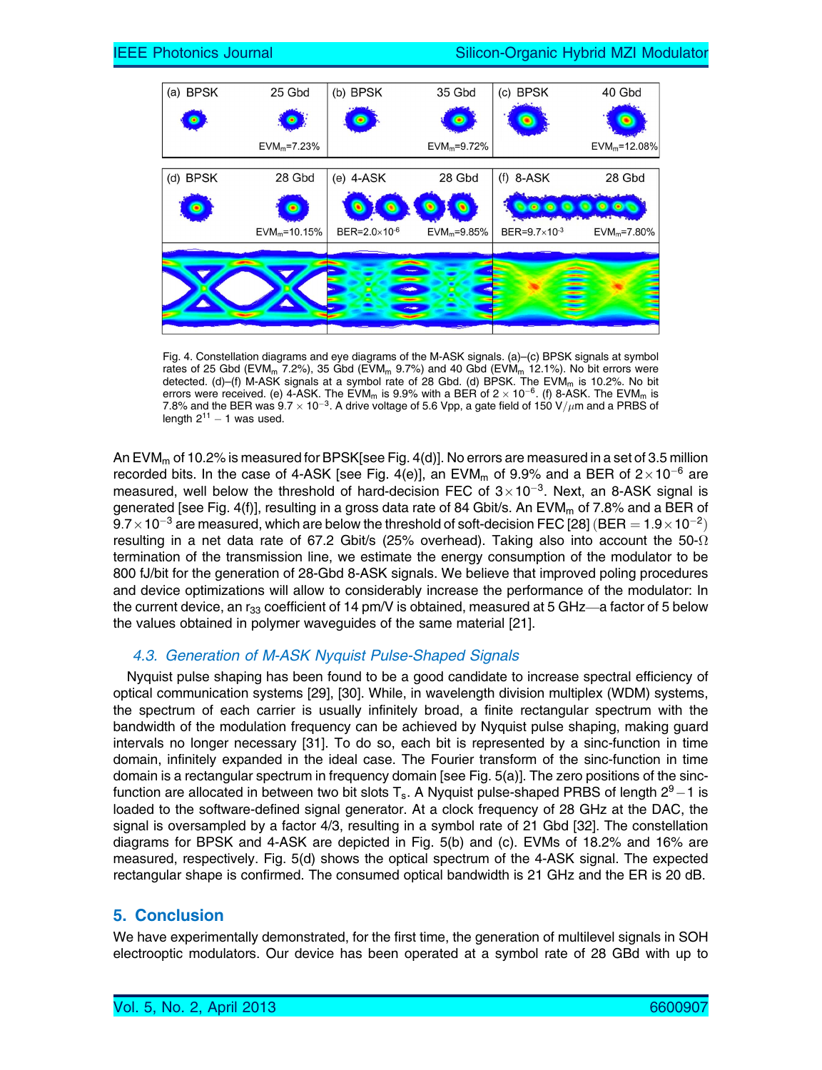Fig. 4. Constellation diagrams and eye diagrams of the M-ASK signals. (a)–(c) BPSK signals at symbol rates of 25 Gbd ($EVM_m$ 7.2%), 35 Gbd ($EVM_m$ 9.7%) and 40 Gbd ($EVM_m$ 12.1%). No bit errors were detected. (d)–(f) M-ASK signals at a symbol rate of 28 Gbd. (d) BPSK. The $EVM_m$ is 10.2%. No bit errors were received. (e) 4-ASK. The $EVM_m$ is 9.9% with a BER of $2 \times 10^{-6}$. (f) 8-ASK. The $EVM_m$ is 7.8% and the BER was $9.7 \times 10^{-3}$. A drive voltage of 5.6 Vpp, a gate field of 150 V/$\mu$m and a PRBS of length $2^{11} - 1$ was used.

An $EVM_m$ of 10.2% is measured for BPSK[see Fig. 4(d)]. No errors are measured in a set of 3.5 million recorded bits. In the case of 4-ASK [see Fig. 4(e)], an $EVM_m$ of 9.9% and a BER of $2 \times 10^{-6}$ are measured, well below the threshold of hard-decision FEC of $3 \times 10^{-3}$. Next, an 8-ASK signal is generated [see Fig. 4(f)], resulting in a gross data rate of 84 Gbit/s. An $EVM_m$ of 7.8% and a BER of $9.7 \times 10^{-3}$ are measured, which are below the threshold of soft-decision FEC [28] ($\text{BER} = 1.9 \times 10^{-2}$) resulting in a net data rate of 67.2 Gbit/s (25% overhead). Taking also into account the 50-$\Omega$ termination of the transmission line, we estimate the energy consumption of the modulator to be 800 fJ/bit for the generation of 28-Gbd 8-ASK signals. We believe that improved poling procedures and device optimizations will allow to considerably increase the performance of the modulator: In the current device, an $r_{33}$ coefficient of 14 pm/V is obtained, measured at 5 GHz—a factor of 5 below the values obtained in polymer waveguides of the same material [21].

### 4.3. Generation of M-ASK Nyquist Pulse-Shaped Signals

Nyquist pulse shaping has been found to be a good candidate to increase spectral efficiency of optical communication systems [29], [30]. While, in wavelength division multiplex (WDM) systems, the spectrum of each carrier is usually infinitely broad, a finite rectangular spectrum with the bandwidth of the modulation frequency can be achieved by Nyquist pulse shaping, making guard intervals no longer necessary [31]. To do so, each bit is represented by a sinc-function in time domain, infinitely expanded in the ideal case. The Fourier transform of the sinc-function in time domain is a rectangular spectrum in frequency domain [see Fig. 5(a)]. The zero positions of the sinc-function are allocated in between two bit slots $T_s$. A Nyquist pulse-shaped PRBS of length $2^9 - 1$ is loaded to the software-defined signal generator. At a clock frequency of 28 GHz at the DAC, the signal is oversampled by a factor 4/3, resulting in a symbol rate of 21 Gbd [32]. The constellation diagrams for BPSK and 4-ASK are depicted in Fig. 5(b) and (c). EVMs of 18.2% and 16% are measured, respectively. Fig. 5(d) shows the optical spectrum of the 4-ASK signal. The expected rectangular shape is confirmed. The consumed optical bandwidth is 21 GHz and the ER is 20 dB.

## 5. Conclusion

We have experimentally demonstrated, for the first time, the generation of multilevel signals in SOH electrooptic modulators. Our device has been operated at a symbol rate of 28 GBd with up to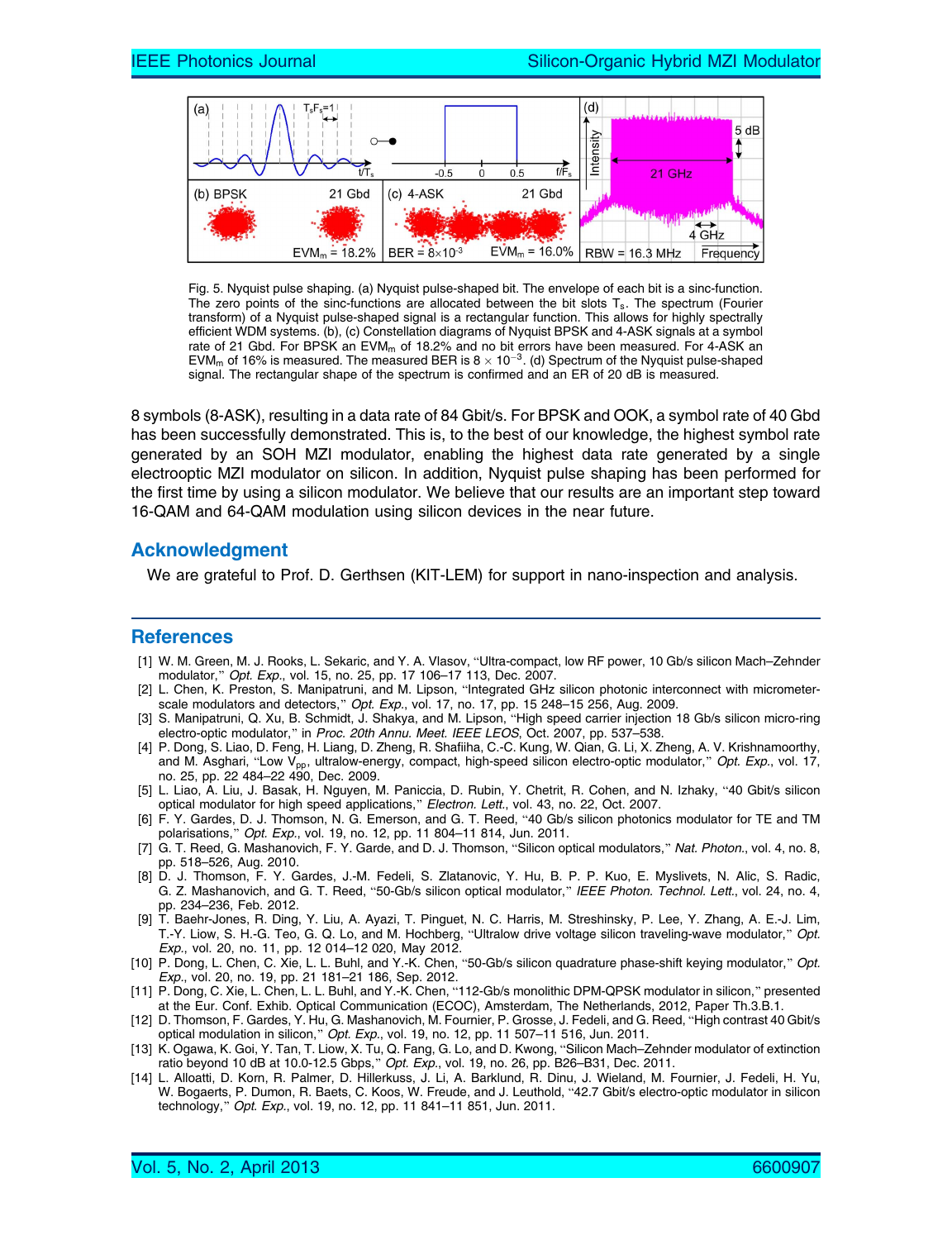Fig. 5. Nyquist pulse shaping. (a) Nyquist pulse-shaped bit. The envelope of each bit is a sinc-function. The zero points of the sinc-functions are allocated between the bit slots $T_s$. The spectrum (Fourier transform) of a Nyquist pulse-shaped signal is a rectangular function. This allows for highly spectrally efficient WDM systems. (b), (c) Constellation diagrams of Nyquist BPSK and 4-ASK signals at a symbol rate of 21 Gbd. For BPSK an $EVM_m$ of 18.2% and no bit errors have been measured. For 4-ASK an $EVM_m$ of 16% is measured. The measured BER is $8 \times 10^{-3}$. (d) Spectrum of the Nyquist pulse-shaped signal. The rectangular shape of the spectrum is confirmed and an ER of 20 dB is measured.

8 symbols (8-ASK), resulting in a data rate of 84 Gbit/s. For BPSK and OOK, a symbol rate of 40 Gbd has been successfully demonstrated. This is, to the best of our knowledge, the highest symbol rate generated by an SOH MZI modulator, enabling the highest data rate generated by a single electrooptic MZI modulator on silicon. In addition, Nyquist pulse shaping has been performed for the first time by using a silicon modulator. We believe that our results are an important step toward 16-QAM and 64-QAM modulation using silicon devices in the near future.

## Acknowledgment

We are grateful to Prof. D. Gerthsen (KIT-LEM) for support in nano-inspection and analysis.

## References

[1] W. M. Green, M. J. Rooks, L. Sekaric, and Y. A. Vlasov, "Ultra-compact, low RF power, 10 Gb/s silicon Mach–Zehnder modulator," *Opt. Exp.*, vol. 15, no. 25, pp. 17 106–17 113, Dec. 2007.

[2] L. Chen, K. Preston, S. Manipatruni, and M. Lipson, "Integrated GHz silicon photonic interconnect with micrometer-scale modulators and detectors," *Opt. Exp.*, vol. 17, no. 17, pp. 15 248–15 256, Aug. 2009.

[3] S. Manipatruni, Q. Xu, B. Schmidt, J. Shakya, and M. Lipson, "High speed carrier injection 18 Gb/s silicon micro-ring electro-optic modulator," in *Proc. 20th Annu. Meet. IEEE LEOS*, Oct. 2007, pp. 537–538.

[4] P. Dong, S. Liao, D. Feng, H. Liang, D. Zheng, R. Shafiiha, C.-C. Kung, W. Qian, G. Li, X. Zheng, A. V. Krishnamoorthy, and M. Asghari, "Low $V_{pp}$, ultralow-energy, compact, high-speed silicon electro-optic modulator," *Opt. Exp.*, vol. 17, no. 25, pp. 22 484–22 490, Dec. 2009.

[5] L. Liao, A. Liu, J. Basak, H. Nguyen, M. Paniccia, D. Rubin, Y. Chetrit, R. Cohen, and N. Izhaky, "40 Gbit/s silicon optical modulator for high speed applications," *Electron. Lett.*, vol. 43, no. 22, Oct. 2007.

[6] F. Y. Gardes, D. J. Thomson, N. G. Emerson, and G. T. Reed, "40 Gb/s silicon photonics modulator for TE and TM polarisations," *Opt. Exp.*, vol. 19, no. 12, pp. 11 804–11 814, Jun. 2011.

[7] G. T. Reed, G. Mashanovich, F. Y. Garde, and D. J. Thomson, "Silicon optical modulators," *Nat. Photon.*, vol. 4, no. 8, pp. 518–526, Aug. 2010.

[8] D. J. Thomson, F. Y. Gardes, J.-M. Fedeli, S. Zlatanovic, Y. Hu, B. P. P. Kuo, E. Myslivets, N. Alic, S. Radic, G. Z. Mashanovich, and G. T. Reed, "50-Gb/s silicon optical modulator," *IEEE Photon. Technol. Lett.*, vol. 24, no. 4, pp. 234–236, Feb. 2012.

[9] T. Baehr-Jones, R. Ding, Y. Liu, A. Ayazi, T. Pinguet, N. C. Harris, M. Streshinsky, P. Lee, Y. Zhang, A. E.-J. Lim, T.-Y. Liow, S. H.-G. Teo, G. Q. Lo, and M. Hochberg, "Ultralow drive voltage silicon traveling-wave modulator," *Opt. Exp.*, vol. 20, no. 11, pp. 12 014–12 020, May 2012.

[10] P. Dong, L. Chen, C. Xie, L. L. Buhl, and Y.-K. Chen, "50-Gb/s silicon quadrature phase-shift keying modulator," *Opt. Exp.*, vol. 20, no. 19, pp. 21 181–21 186, Sep. 2012.

[11] P. Dong, C. Xie, L. Chen, L. L. Buhl, and Y.-K. Chen, "112-Gb/s monolithic DPM-QPSK modulator in silicon," presented at the Eur. Conf. Exhib. Optical Communication (ECOC), Amsterdam, The Netherlands, 2012, Paper Th.3.B.1.

[12] D. Thomson, F. Gardes, Y. Hu, G. Mashanovich, M. Fournier, P. Grosse, J. Fedeli, and G. Reed, "High contrast 40 Gbit/s optical modulation in silicon," *Opt. Exp.*, vol. 19, no. 12, pp. 11 507–11 516, Jun. 2011.

[13] K. Ogawa, K. Goi, Y. Tan, T. Liow, X. Tu, Q. Fang, G. Lo, and D. Kwong, "Silicon Mach–Zehnder modulator of extinction ratio beyond 10 dB at 10.0-12.5 Gbps," *Opt. Exp.*, vol. 19, no. 26, pp. B26–B31, Dec. 2011.

[14] L. Alloatti, D. Korn, R. Palmer, D. Hillerkuss, J. Li, A. Barklund, R. Dinu, J. Wieland, M. Fournier, J. Fedeli, H. Yu, W. Bogaerts, P. Dumon, R. Baets, C. Koos, W. Freude, and J. Leuthold, "42.7 Gbit/s electro-optic modulator in silicon technology," *Opt. Exp.*, vol. 19, no. 12, pp. 11 841–11 851, Jun. 2011.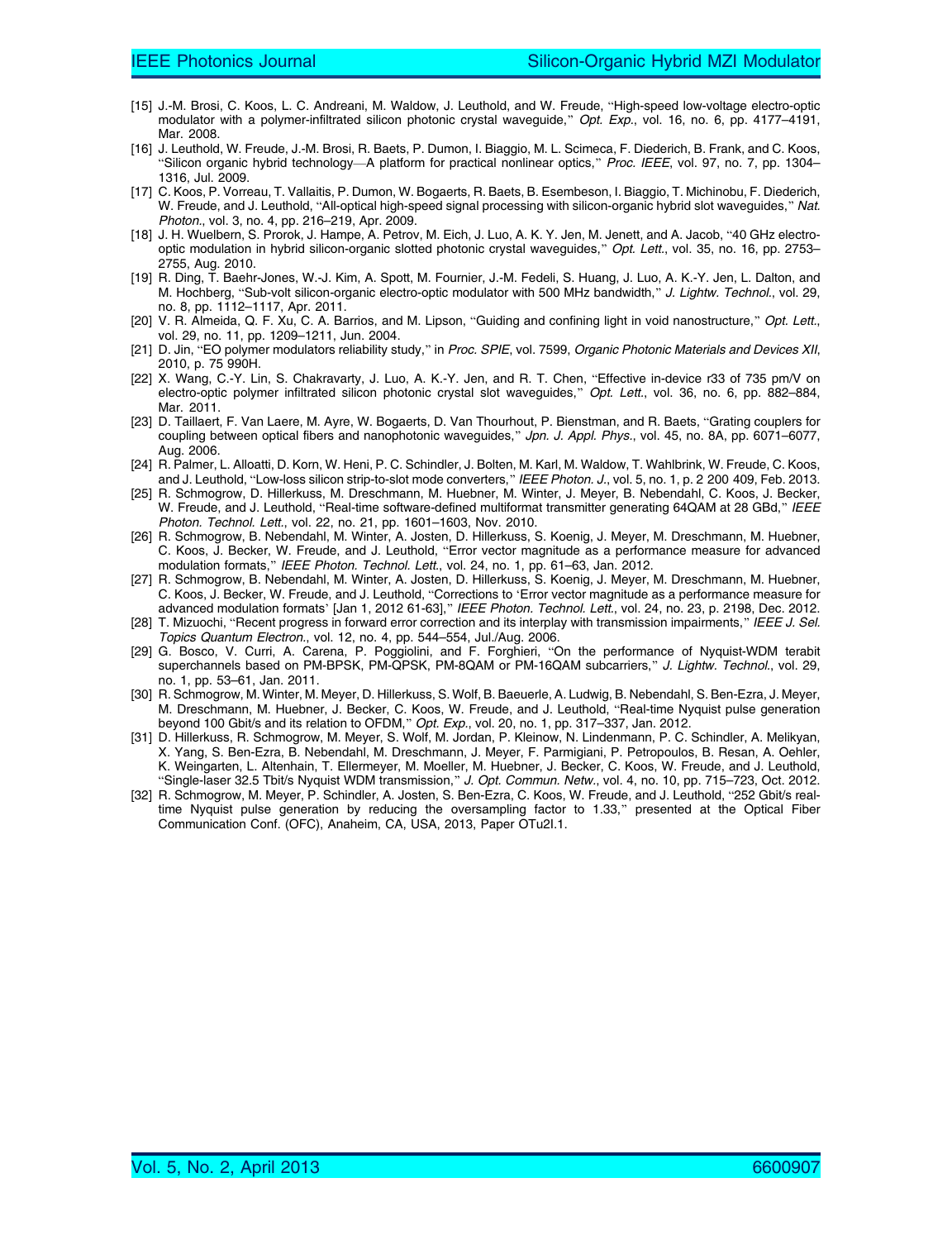[15] J.-M. Brosi, C. Koos, L. C. Andreani, M. Waldow, J. Leuthold, and W. Freude, "High-speed low-voltage electro-optic modulator with a polymer-infiltrated silicon photonic crystal waveguide," *Opt. Exp.*, vol. 16, no. 6, pp. 4177–4191, Mar. 2008.

[16] J. Leuthold, W. Freude, J.-M. Brosi, R. Baets, P. Dumon, I. Biaggio, M. L. Scimeca, F. Diederich, B. Frank, and C. Koos, "Silicon organic hybrid technology—A platform for practical nonlinear optics," *Proc. IEEE*, vol. 97, no. 7, pp. 1304–1316, Jul. 2009.

[17] C. Koos, P. Vorreau, T. Vallaitis, P. Dumon, W. Bogaerts, R. Baets, B. Esembeson, I. Biaggio, T. Michinobu, F. Diederich, W. Freude, and J. Leuthold, "All-optical high-speed signal processing with silicon-organic hybrid slot waveguides," *Nat. Photon.*, vol. 3, no. 4, pp. 216–219, Apr. 2009.

[18] J. H. Wuelbern, S. Prorok, J. Hampe, A. Petrov, M. Eich, J. Luo, A. K. Y. Jen, M. Jenett, and A. Jacob, "40 GHz electro-optic modulation in hybrid silicon-organic slotted photonic crystal waveguides," *Opt. Lett.*, vol. 35, no. 16, pp. 2753–2755, Aug. 2010.

[19] R. Ding, T. Baehr-Jones, W.-J. Kim, A. Spott, M. Fournier, J.-M. Fedeli, S. Huang, J. Luo, A. K.-Y. Jen, L. Dalton, and M. Hochberg, "Sub-volt silicon-organic electro-optic modulator with 500 MHz bandwidth," *J. Lightw. Technol.*, vol. 29, no. 8, pp. 1112–1117, Apr. 2011.

[20] V. R. Almeida, Q. F. Xu, C. A. Barrios, and M. Lipson, "Guiding and confining light in void nanostructure," *Opt. Lett.*, vol. 29, no. 11, pp. 1209–1211, Jun. 2004.

[21] D. Jin, "EO polymer modulators reliability study," in *Proc. SPIE*, vol. 7599, *Organic Photonic Materials and Devices XII*, 2010, p. 75 990H.

[22] X. Wang, C.-Y. Lin, S. Chakravarty, J. Luo, A. K.-Y. Jen, and R. T. Chen, "Effective in-device r33 of 735 pm/V on electro-optic polymer infiltrated silicon photonic crystal slot waveguides," *Opt. Lett.*, vol. 36, no. 6, pp. 882–884, Mar. 2011.

[23] D. Taillaert, F. Van Laere, M. Ayre, W. Bogaerts, D. Van Thourhout, P. Bienstman, and R. Baets, "Grating couplers for coupling between optical fibers and nanophotonic waveguides," *Jpn. J. Appl. Phys.*, vol. 45, no. 8A, pp. 6071–6077, Aug. 2006.

[24] R. Palmer, L. Alloatti, D. Korn, W. Heni, P. C. Schindler, J. Bolten, M. Karl, M. Waldow, T. Wahlbrink, W. Freude, C. Koos, and J. Leuthold, "Low-loss silicon strip-to-slot mode converters," *IEEE Photon. J.*, vol. 5, no. 1, p. 2 200 409, Feb. 2013.

[25] R. Schmogrow, D. Hillerkuss, M. Dreschmann, M. Huebner, M. Winter, J. Meyer, B. Nebendahl, C. Koos, J. Becker, W. Freude, and J. Leuthold, "Real-time software-defined multiformat transmitter generating 64QAM at 28 GBd," *IEEE Photon. Technol. Lett.*, vol. 22, no. 21, pp. 1601–1603, Nov. 2010.

[26] R. Schmogrow, B. Nebendahl, M. Winter, A. Josten, D. Hillerkuss, S. Koenig, J. Meyer, M. Dreschmann, M. Huebner, C. Koos, J. Becker, W. Freude, and J. Leuthold, "Error vector magnitude as a performance measure for advanced modulation formats," *IEEE Photon. Technol. Lett.*, vol. 24, no. 1, pp. 61–63, Jan. 2012.

[27] R. Schmogrow, B. Nebendahl, M. Winter, A. Josten, D. Hillerkuss, S. Koenig, J. Meyer, M. Dreschmann, M. Huebner, C. Koos, J. Becker, W. Freude, and J. Leuthold, "Corrections to 'Error vector magnitude as a performance measure for advanced modulation formats' [Jan 1, 2012 61-63]," *IEEE Photon. Technol. Lett.*, vol. 24, no. 23, p. 2198, Dec. 2012.

[28] T. Mizuochi, "Recent progress in forward error correction and its interplay with transmission impairments," *IEEE J. Sel. Topics Quantum Electron.*, vol. 12, no. 4, pp. 544–554, Jul./Aug. 2006.

[29] G. Bosco, V. Curri, A. Carena, P. Poggiolini, and F. Forghieri, "On the performance of Nyquist-WDM terabit superchannels based on PM-BPSK, PM-QPSK, PM-8QAM or PM-16QAM subcarriers," *J. Lightw. Technol.*, vol. 29, no. 1, pp. 53–61, Jan. 2011.

[30] R. Schmogrow, M. Winter, M. Meyer, D. Hillerkuss, S. Wolf, B. Baeuerle, A. Ludwig, B. Nebendahl, S. Ben-Ezra, J. Meyer, M. Dreschmann, M. Huebner, J. Becker, C. Koos, W. Freude, and J. Leuthold, "Real-time Nyquist pulse generation beyond 100 Gbit/s and its relation to OFDM," *Opt. Exp.*, vol. 20, no. 1, pp. 317–337, Jan. 2012.

[31] D. Hillerkuss, R. Schmogrow, M. Meyer, S. Wolf, M. Jordan, P. Kleinow, N. Lindenmann, P. C. Schindler, A. Melikyan, X. Yang, S. Ben-Ezra, B. Nebendahl, M. Dreschmann, J. Meyer, F. Parmigiani, P. Petropoulos, B. Resan, A. Oehler, K. Weingarten, L. Altenhain, T. Ellermeyer, M. Moeller, M. Huebner, J. Becker, C. Koos, W. Freude, and J. Leuthold, "Single-laser 32.5 Tbit/s Nyquist WDM transmission," *J. Opt. Commun. Netw.*, vol. 4, no. 10, pp. 715–723, Oct. 2012.

[32] R. Schmogrow, M. Meyer, P. Schindler, A. Josten, S. Ben-Ezra, C. Koos, W. Freude, and J. Leuthold, "252 Gbit/s real-time Nyquist pulse generation by reducing the oversampling factor to 1.33," presented at the Optical Fiber Communication Conf. (OFC), Anaheim, CA, USA, 2013, Paper OTu2I.1.